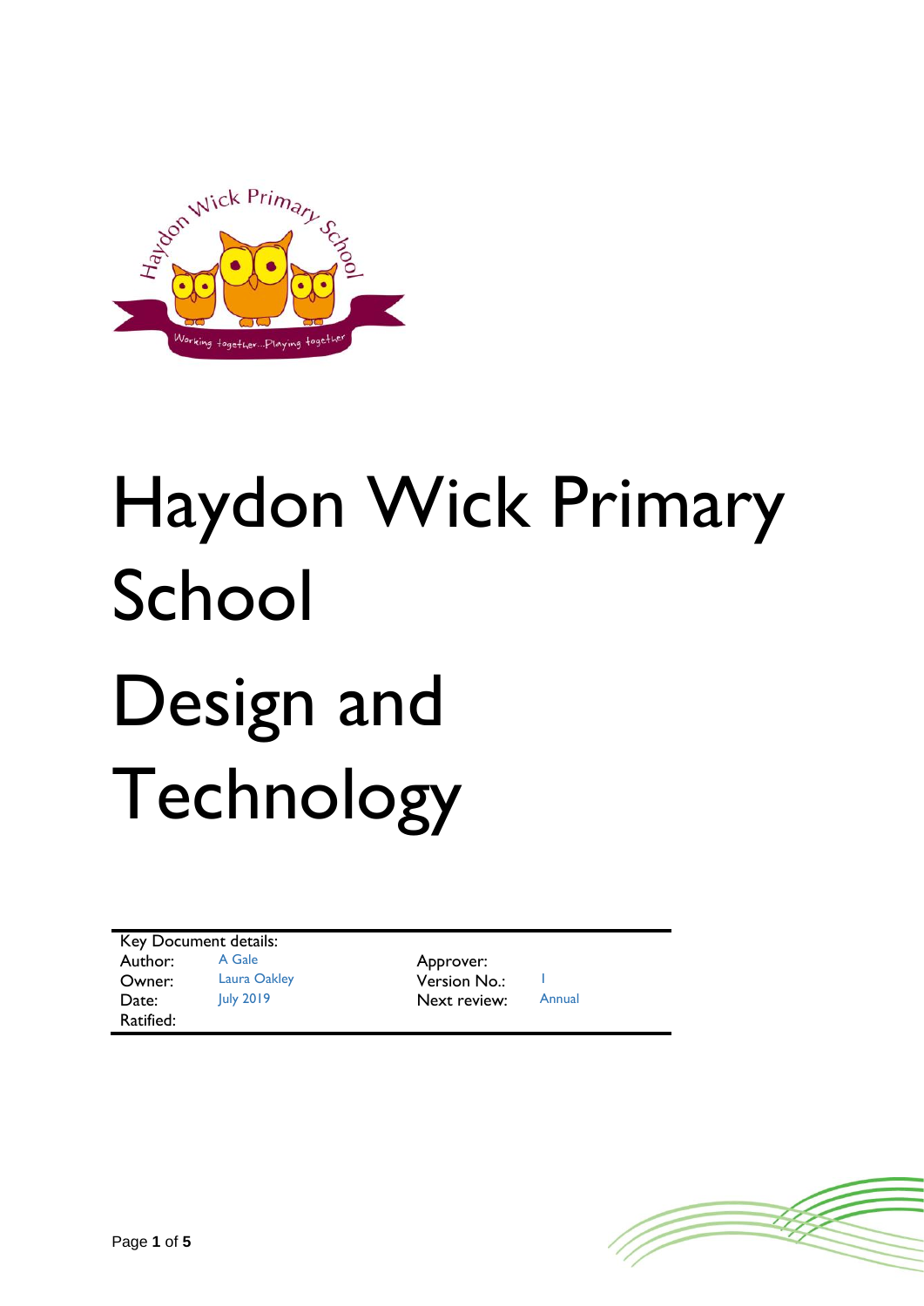# Haydon Wick Primary School

# Design and Technology

| | | | |
|---|---|---|---|
| Key Document details: | | | |
| Author: | A Gale | Approver: | |
| Owner: | Laura Oakley | Version No.: | 1 |
| Date: | July 2019 | Next review: | Annual |
| Ratified: | | | |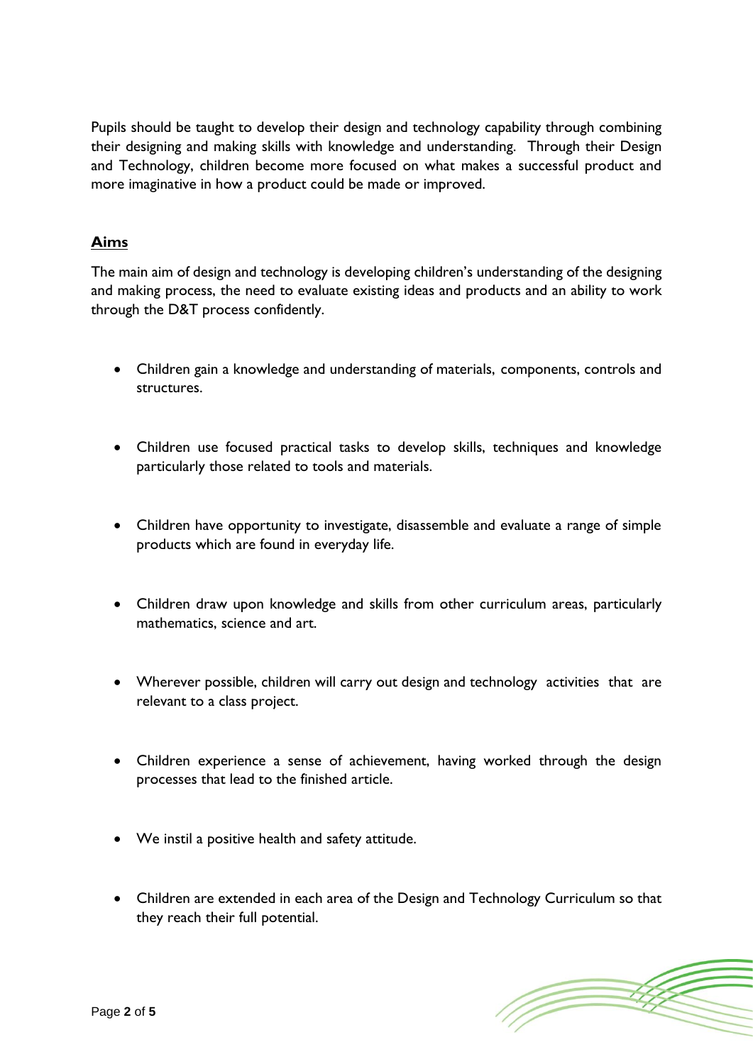Pupils should be taught to develop their design and technology capability through combining their designing and making skills with knowledge and understanding. Through their Design and Technology, children become more focused on what makes a successful product and more imaginative in how a product could be made or improved.

## Aims

The main aim of design and technology is developing children's understanding of the designing and making process, the need to evaluate existing ideas and products and an ability to work through the D&T process confidently.

- Children gain a knowledge and understanding of materials, components, controls and structures.
- Children use focused practical tasks to develop skills, techniques and knowledge particularly those related to tools and materials.
- Children have opportunity to investigate, disassemble and evaluate a range of simple products which are found in everyday life.
- Children draw upon knowledge and skills from other curriculum areas, particularly mathematics, science and art.
- Wherever possible, children will carry out design and technology activities that are relevant to a class project.
- Children experience a sense of achievement, having worked through the design processes that lead to the finished article.
- We instil a positive health and safety attitude.
- Children are extended in each area of the Design and Technology Curriculum so that they reach their full potential.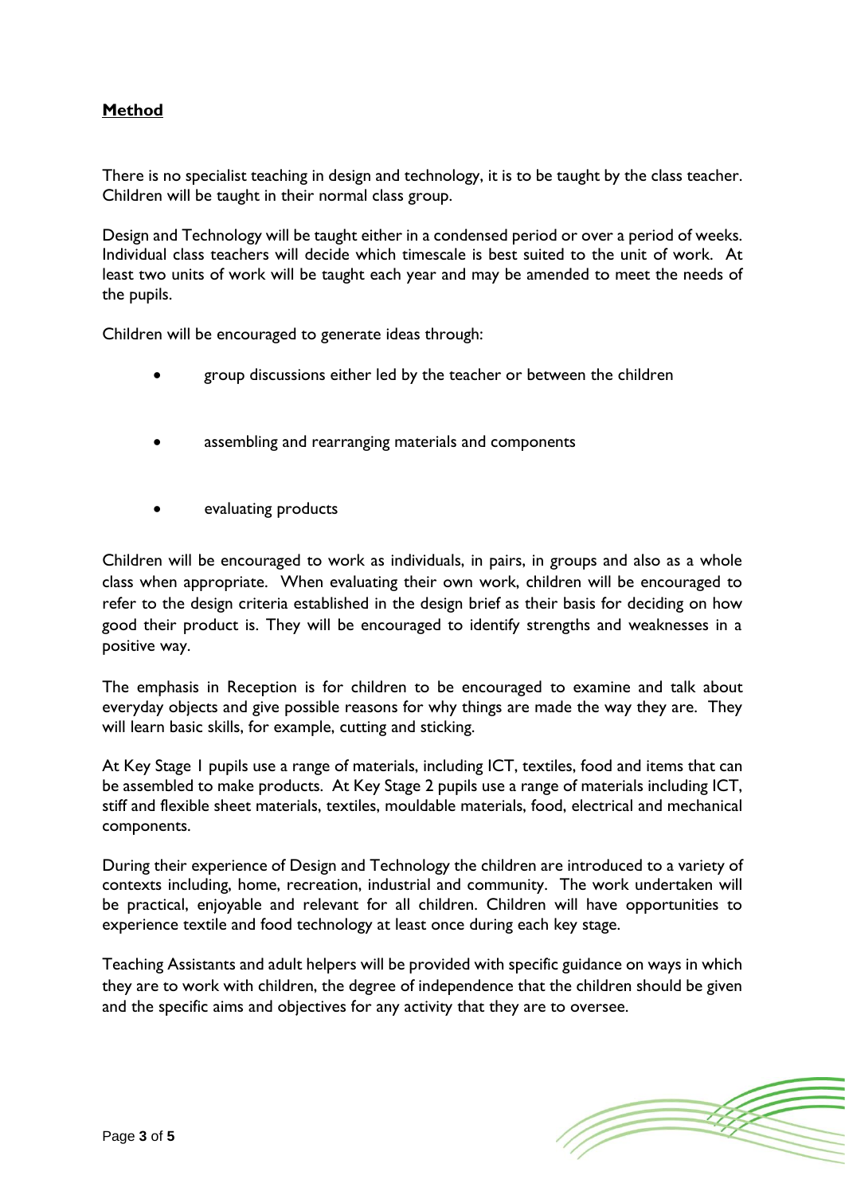## **Method**

There is no specialist teaching in design and technology, it is to be taught by the class teacher. Children will be taught in their normal class group.

Design and Technology will be taught either in a condensed period or over a period of weeks. Individual class teachers will decide which timescale is best suited to the unit of work. At least two units of work will be taught each year and may be amended to meet the needs of the pupils.

Children will be encouraged to generate ideas through:

- group discussions either led by the teacher or between the children
- assembling and rearranging materials and components
- evaluating products

Children will be encouraged to work as individuals, in pairs, in groups and also as a whole class when appropriate. When evaluating their own work, children will be encouraged to refer to the design criteria established in the design brief as their basis for deciding on how good their product is. They will be encouraged to identify strengths and weaknesses in a positive way.

The emphasis in Reception is for children to be encouraged to examine and talk about everyday objects and give possible reasons for why things are made the way they are. They will learn basic skills, for example, cutting and sticking.

At Key Stage 1 pupils use a range of materials, including ICT, textiles, food and items that can be assembled to make products. At Key Stage 2 pupils use a range of materials including ICT, stiff and flexible sheet materials, textiles, mouldable materials, food, electrical and mechanical components.

During their experience of Design and Technology the children are introduced to a variety of contexts including, home, recreation, industrial and community. The work undertaken will be practical, enjoyable and relevant for all children. Children will have opportunities to experience textile and food technology at least once during each key stage.

Teaching Assistants and adult helpers will be provided with specific guidance on ways in which they are to work with children, the degree of independence that the children should be given and the specific aims and objectives for any activity that they are to oversee.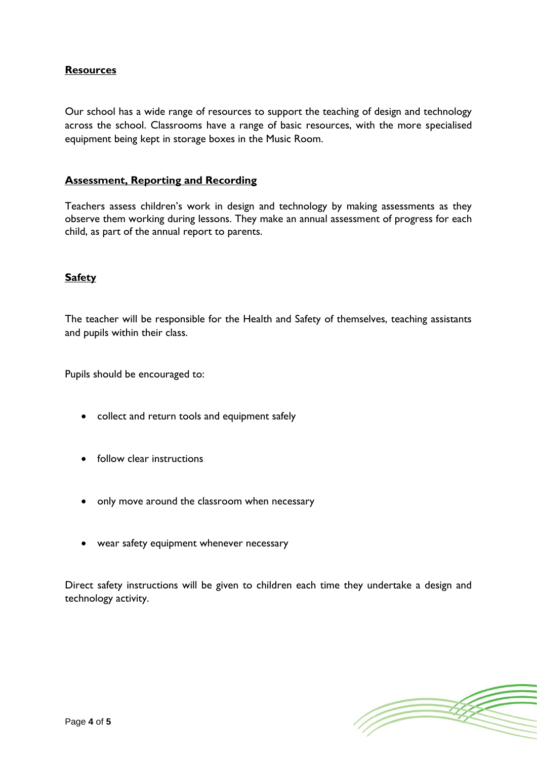**Resources**

Our school has a wide range of resources to support the teaching of design and technology across the school. Classrooms have a range of basic resources, with the more specialised equipment being kept in storage boxes in the Music Room.

**Assessment, Reporting and Recording**

Teachers assess children's work in design and technology by making assessments as they observe them working during lessons. They make an annual assessment of progress for each child, as part of the annual report to parents.

**Safety**

The teacher will be responsible for the Health and Safety of themselves, teaching assistants and pupils within their class.

Pupils should be encouraged to:

- collect and return tools and equipment safely
- follow clear instructions
- only move around the classroom when necessary
- wear safety equipment whenever necessary

Direct safety instructions will be given to children each time they undertake a design and technology activity.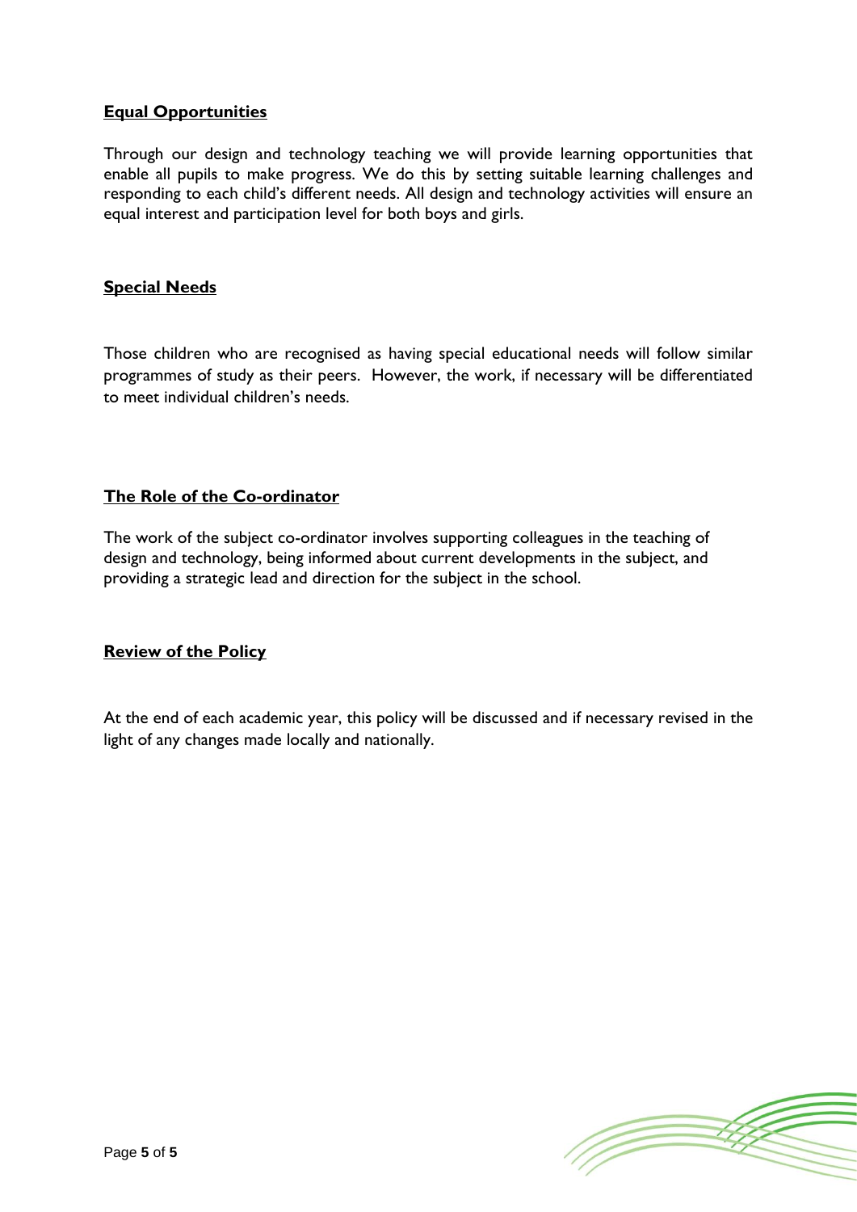## Equal Opportunities

Through our design and technology teaching we will provide learning opportunities that enable all pupils to make progress. We do this by setting suitable learning challenges and responding to each child's different needs. All design and technology activities will ensure an equal interest and participation level for both boys and girls.

## Special Needs

Those children who are recognised as having special educational needs will follow similar programmes of study as their peers. However, the work, if necessary will be differentiated to meet individual children's needs.

## The Role of the Co-ordinator

The work of the subject co-ordinator involves supporting colleagues in the teaching of design and technology, being informed about current developments in the subject, and providing a strategic lead and direction for the subject in the school.

## Review of the Policy

At the end of each academic year, this policy will be discussed and if necessary revised in the light of any changes made locally and nationally.